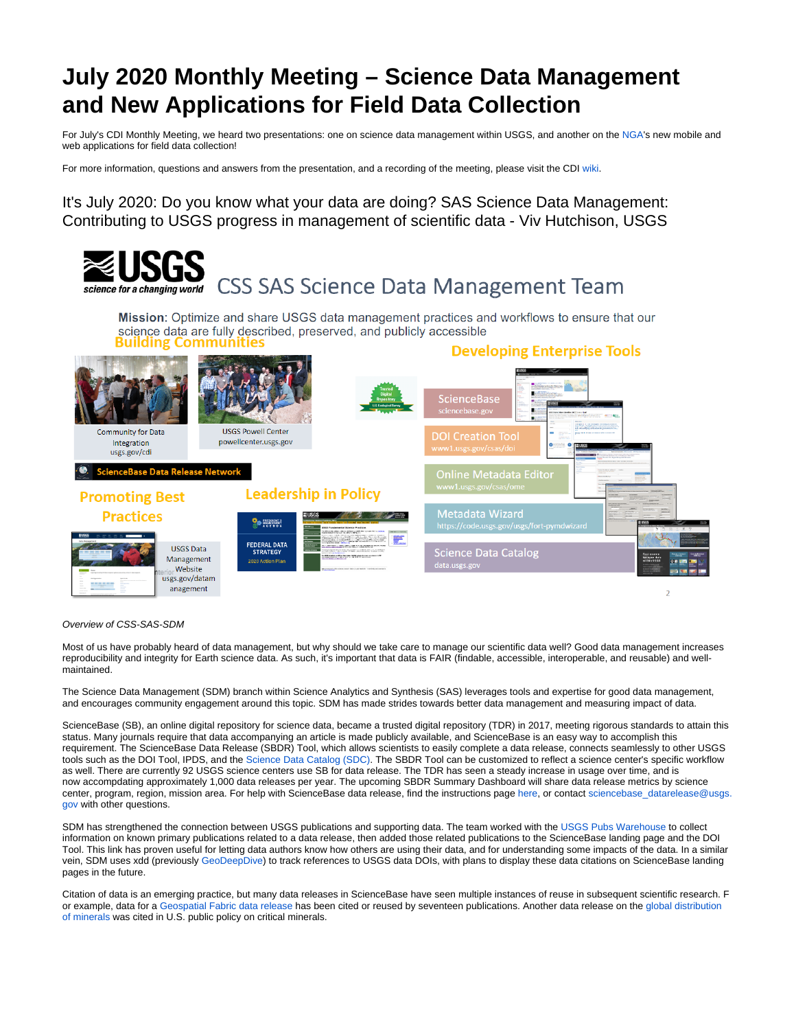# July 2020 Monthly Meeting – Science Data Management and New Applications for Field Data Collection

For July's CDI Monthly Meeting, we heard two presentations: one on science data management within USGS, and another on the NGA's new mobile and web applications for field data collection!

For more information, questions and answers from the presentation, and a recording of the meeting, please visit the CDI wiki.

## It's July 2020: Do you know what your data are doing? SAS Science Data Management: Contributing to USGS progress in management of scientific data - Viv Hutchison, USGS

*Overview of CSS-SAS-SDM*

Most of us have probably heard of data management, but why should we take care to manage our scientific data well? Good data management increases reproducibility and integrity for Earth science data. As such, it's important that data is FAIR (findable, accessible, interoperable, and reusable) and well-maintained.

The Science Data Management (SDM) branch within Science Analytics and Synthesis (SAS) leverages tools and expertise for good data management, and encourages community engagement around this topic. SDM has made strides towards better data management and measuring impact of data.

ScienceBase (SB), an online digital repository for science data, became a trusted digital repository (TDR) in 2017, meeting rigorous standards to attain this status. Many journals require that data accompanying an article is made publicly available, and ScienceBase is an easy way to accomplish this requirement. The ScienceBase Data Release (SBDR) Tool, which allows scientists to easily complete a data release, connects seamlessly to other USGS tools such as the DOI Tool, IPDS, and the Science Data Catalog (SDC). The SBDR Tool can be customized to reflect a science center's specific workflow as well. There are currently 92 USGS science centers use SB for data release. The TDR has seen a steady increase in usage over time, and is now accompdating approximately 1,000 data releases per year. The upcoming SBDR Summary Dashboard will share data release metrics by science center, program, region, mission area. For help with ScienceBase data release, find the instructions page here, or contact sciencebase_datarelease@usgs.gov with other questions.

SDM has strengthened the connection between USGS publications and supporting data. The team worked with the USGS Pubs Warehouse to collect information on known primary publications related to a data release, then added those related publications to the ScienceBase landing page and the DOI Tool. This link has proven useful for letting data authors know how others are using their data, and for understanding some impacts of the data. In a similar vein, SDM uses xdd (previously GeoDeepDive) to track references to USGS data DOIs, with plans to display these data citations on ScienceBase landing pages in the future.

Citation of data is an emerging practice, but many data releases in ScienceBase have seen multiple instances of reuse in subsequent scientific research. For example, data for a Geospatial Fabric data release has been cited or reused by seventeen publications. Another data release on the global distribution of minerals was cited in U.S. public policy on critical minerals.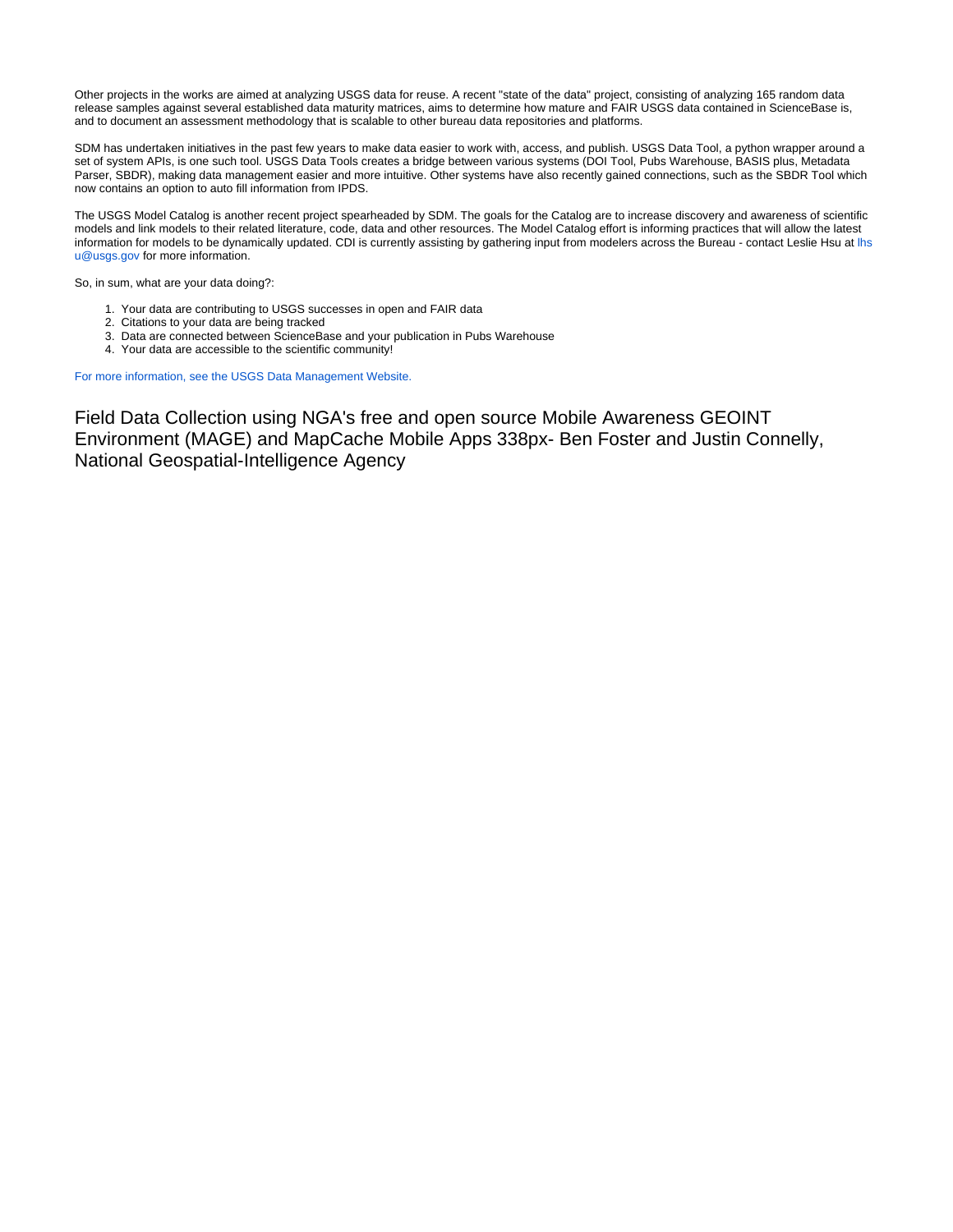Other projects in the works are aimed at analyzing USGS data for reuse. A recent "state of the data" project, consisting of analyzing 165 random data release samples against several established data maturity matrices, aims to determine how mature and FAIR USGS data contained in ScienceBase is, and to document an assessment methodology that is scalable to other bureau data repositories and platforms.

SDM has undertaken initiatives in the past few years to make data easier to work with, access, and publish. USGS Data Tool, a python wrapper around a set of system APIs, is one such tool. USGS Data Tools creates a bridge between various systems (DOI Tool, Pubs Warehouse, BASIS plus, Metadata Parser, SBDR), making data management easier and more intuitive. Other systems have also recently gained connections, such as the SBDR Tool which now contains an option to auto fill information from IPDS.

The USGS Model Catalog is another recent project spearheaded by SDM. The goals for the Catalog are to increase discovery and awareness of scientific models and link models to their related literature, code, data and other resources. The Model Catalog effort is informing practices that will allow the latest information for models to be dynamically updated. CDI is currently assisting by gathering input from modelers across the Bureau - contact Leslie Hsu at lhsu@usgs.gov for more information.

So, in sum, what are your data doing?:

1. Your data are contributing to USGS successes in open and FAIR data
2. Citations to your data are being tracked
3. Data are connected between ScienceBase and your publication in Pubs Warehouse
4. Your data are accessible to the scientific community!

For more information, see the USGS Data Management Website.

## Field Data Collection using NGA's free and open source Mobile Awareness GEOINT Environment (MAGE) and MapCache Mobile Apps 338px- Ben Foster and Justin Connelly, National Geospatial-Intelligence Agency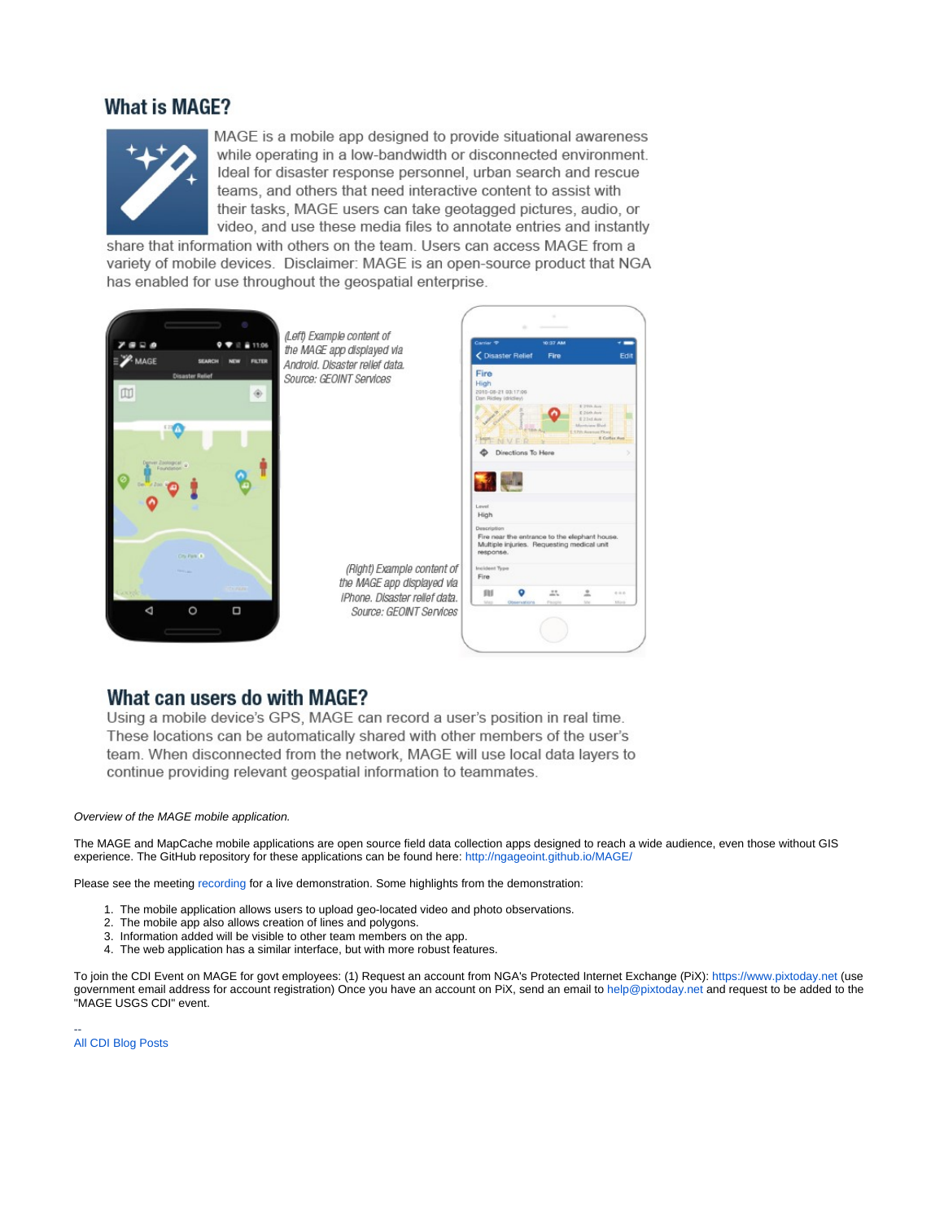## What is MAGE?

MAGE is a mobile app designed to provide situational awareness while operating in a low-bandwidth or disconnected environment. Ideal for disaster response personnel, urban search and rescue teams, and others that need interactive content to assist with their tasks, MAGE users can take geotagged pictures, audio, or video, and use these media files to annotate entries and instantly share that information with others on the team. Users can access MAGE from a variety of mobile devices. Disclaimer: MAGE is an open-source product that NGA has enabled for use throughout the geospatial enterprise.

(Left) Example content of the MAGE app displayed via Android. Disaster relief data. Source: GEOINT Services

(Right) Example content of the MAGE app displayed via iPhone. Disaster relief data. Source: GEOINT Services

## What can users do with MAGE?

Using a mobile device's GPS, MAGE can record a user's position in real time. These locations can be automatically shared with other members of the user's team. When disconnected from the network, MAGE will use local data layers to continue providing relevant geospatial information to teammates.

*Overview of the MAGE mobile application.*

The MAGE and MapCache mobile applications are open source field data collection apps designed to reach a wide audience, even those without GIS experience. The GitHub repository for these applications can be found here: http://ngageoint.github.io/MAGE/

Please see the meeting recording for a live demonstration. Some highlights from the demonstration:

1. The mobile application allows users to upload geo-located video and photo observations.
2. The mobile app also allows creation of lines and polygons.
3. Information added will be visible to other team members on the app.
4. The web application has a similar interface, but with more robust features.

To join the CDI Event on MAGE for govt employees: (1) Request an account from NGA's Protected Internet Exchange (PiX): https://www.pixtoday.net (use government email address for account registration) Once you have an account on PiX, send an email to help@pixtoday.net and request to be added to the "MAGE USGS CDI" event.

--
All CDI Blog Posts